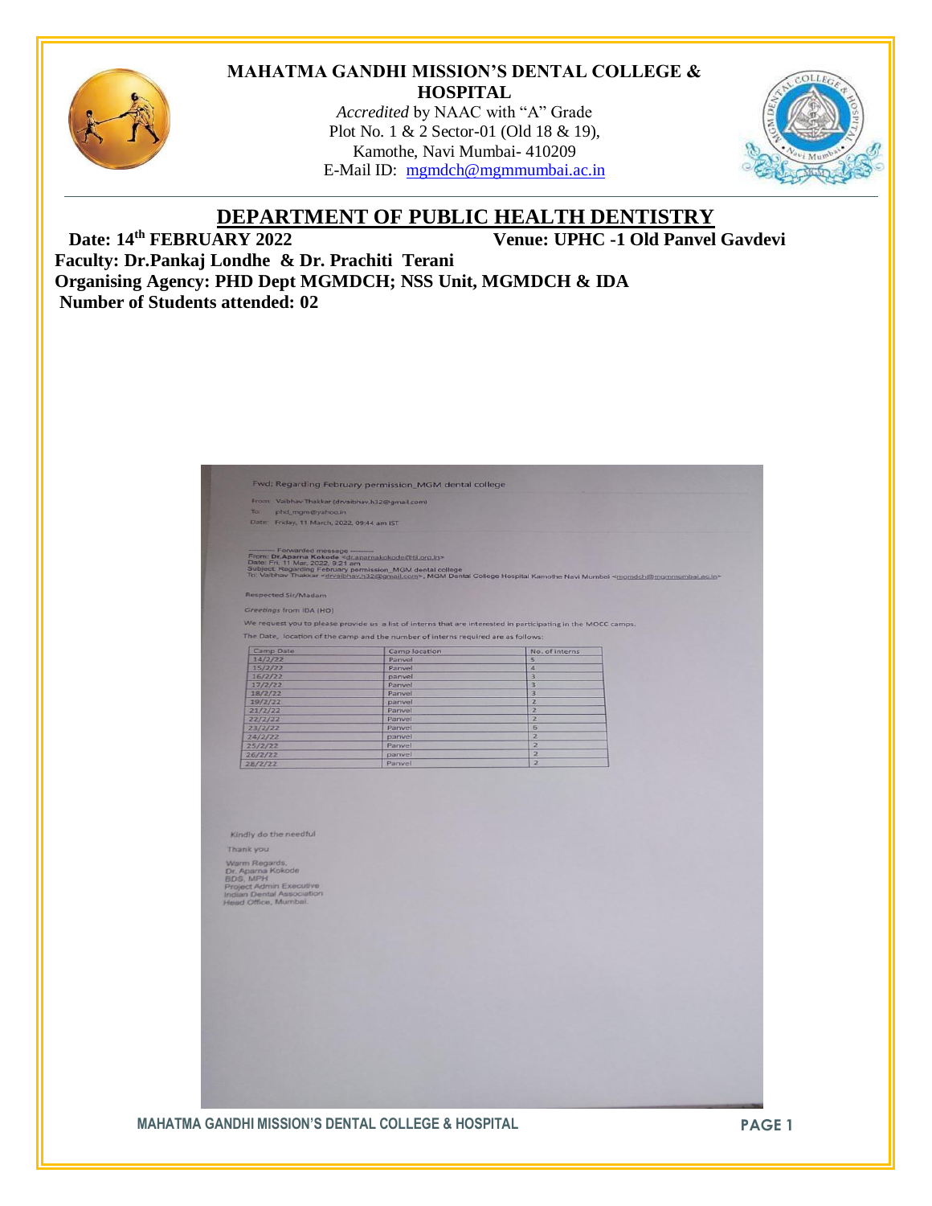# MAHATMA GANDHI MISSION'S DENTAL COLLEGE & HOSPITAL

*Accredited* by NAAC with "A" Grade
Plot No. 1 & 2 Sector-01 (Old 18 & 19),
Kamothe, Navi Mumbai- 410209
E-Mail ID: mgmdch@mgmmumbai.ac.in

## DEPARTMENT OF PUBLIC HEALTH DENTISTRY

**Date: 14th FEBRUARY 2022** **Venue: UPHC -1 Old Panvel Gavdevi**

**Faculty: Dr.Pankaj Londhe & Dr. Prachiti Terani**

**Organising Agency: PHD Dept MGMDCH; NSS Unit, MGMDCH & IDA**

**Number of Students attended: 02**

Fwd: Regarding February permission_MGM dental college

From: Vaibhav Thakkar (drvaibhav.h32@gmail.com)
To: phd_mgm@yahoo.in
Date: Friday, 11 March, 2022, 09:44 am IST

---------- Forwarded message ---------
From: **Dr.Aparna Kokode** <dr.aparnakokode@ida.org.in>
Date: Fri, 11 Mar, 2022, 9:21 am
Subject: Regarding February permission_MGM dental college
To: Vaibhav Thakkar <drvaibhav.h32@gmail.com>, MGM Dental College Hospital Kamothe Navi Mumbai <mgmdch@mgmmumbai.ac.in>

Respected Sir/Madam

*Greetings* from IDA (HO)

We request you to please provide us a list of interns that are interested in participating in the MOCC camps.

The Date, location of the camp and the number of interns required are as follows:

| Camp Date | Camp location | No. of interns |
|---|---|---|
| 14/2/22 | Panvel | 5 |
| 15/2/22 | Panvel | 4 |
| 16/2/22 | panvel | 3 |
| 17/2/22 | Panvel | 3 |
| 18/2/22 | Panvel | 3 |
| 19/2/22 | panvel | 2 |
| 21/2/22 | Panvel | 2 |
| 22/2/22 | Panvel | 2 |
| 23/2/22 | Panvel | 6 |
| 24/2/22 | panvel | 2 |
| 25/2/22 | Panvel | 2 |
| 26/2/22 | panvel | 2 |
| 28/2/22 | Panvel | 2 |

Kindly do the needful

Thank you

Warm Regards,
Dr. Aparna Kokode
BDS, MPH
Project Admin Executive
Indian Dental Association
Head Office, Mumbai.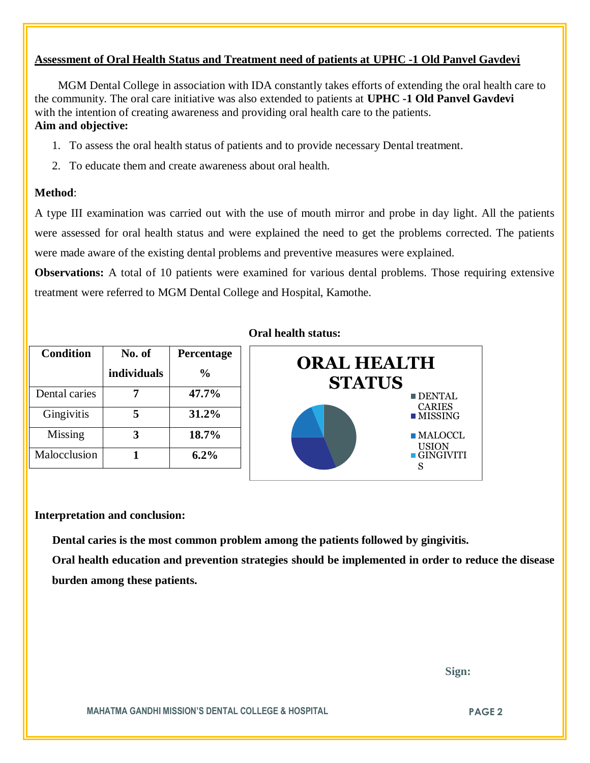## Assessment of Oral Health Status and Treatment need of patients at UPHC -1 Old Panvel Gavdevi

MGM Dental College in association with IDA constantly takes efforts of extending the oral health care to the community. The oral care initiative was also extended to patients at **UPHC -1 Old Panvel Gavdevi** with the intention of creating awareness and providing oral health care to the patients.

**Aim and objective:**

1. To assess the oral health status of patients and to provide necessary Dental treatment.
2. To educate them and create awareness about oral health.

**Method**:

A type III examination was carried out with the use of mouth mirror and probe in day light. All the patients were assessed for oral health status and were explained the need to get the problems corrected. The patients were made aware of the existing dental problems and preventive measures were explained.

**Observations:** A total of 10 patients were examined for various dental problems. Those requiring extensive treatment were referred to MGM Dental College and Hospital, Kamothe.

| Condition | No. of individuals | Percentage % |
|---|---|---|
| Dental caries | **7** | **47.7%** |
| Gingivitis | **5** | **31.2%** |
| Missing | **3** | **18.7%** |
| Malocclusion | **1** | **6.2%** |

**Oral health status:**

**ORAL HEALTH STATUS**

- DENTAL CARIES
- MISSING
- MALOCCLUSION
- GINGIVITIS

**Interpretation and conclusion:**

**Dental caries is the most common problem among the patients followed by gingivitis.**

**Oral health education and prevention strategies should be implemented in order to reduce the disease burden among these patients.**

**Sign:**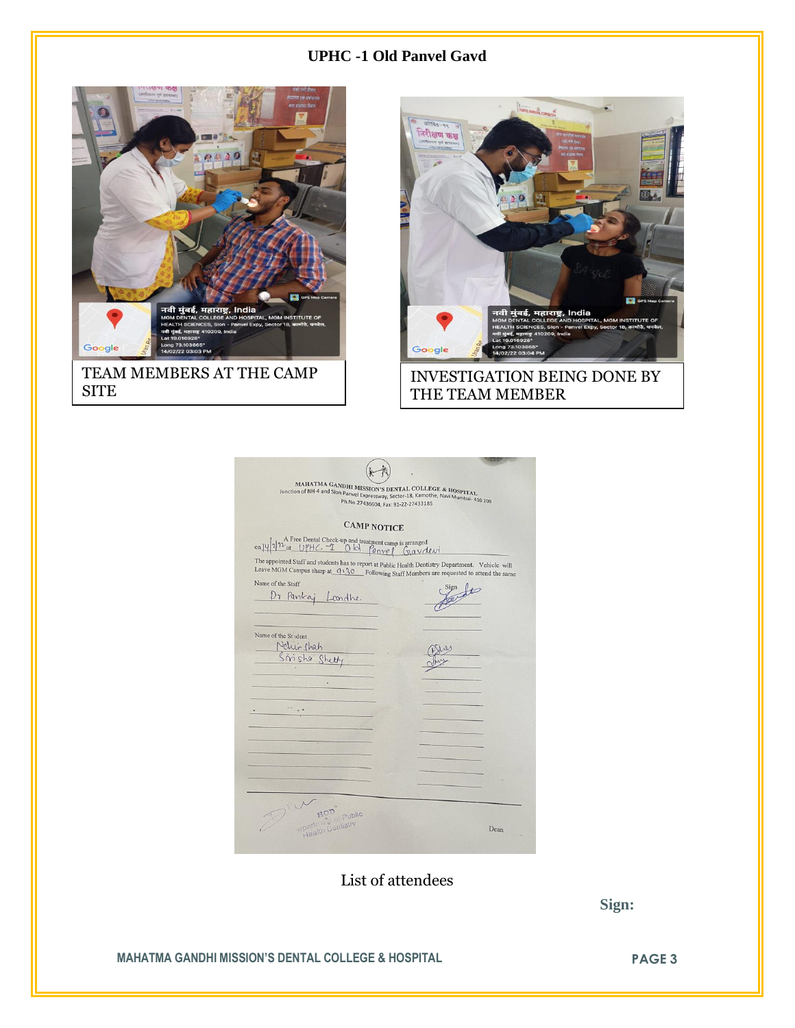## UPHC -1 Old Panvel Gavd

TEAM MEMBERS AT THE CAMP SITE

INVESTIGATION BEING DONE BY THE TEAM MEMBER

MAHATMA GANDHI MISSION'S DENTAL COLLEGE & HOSPITAL
Junction of NH-4 and Sion Panvel Expressway, Sector-18, Kamothe, Navi Mumbai- 410 209
Ph.No.27436604, Fax: 91-22-27433185

**CAMP NOTICE**

A Free Dental Check-up and treatment camp is arranged on 14/2/22 at UPHC -1 Old Panvel Gavdevi

The appointed Staff and students has to report at Public Health Dentistry Department. Vehicle will Leave MGM Campus sharp at 9:30 Following Staff Members are requested to attend the same

| Name of the Staff | Sign |
|---|---|
| Dr Pankaj Londhe | |

| Name of the Student | Sign |
|---|---|
| Nehir Shah | |
| Srisha Shetty | |

HOD Department of Public Health Dentistry

Dean

List of attendees

**Sign:**